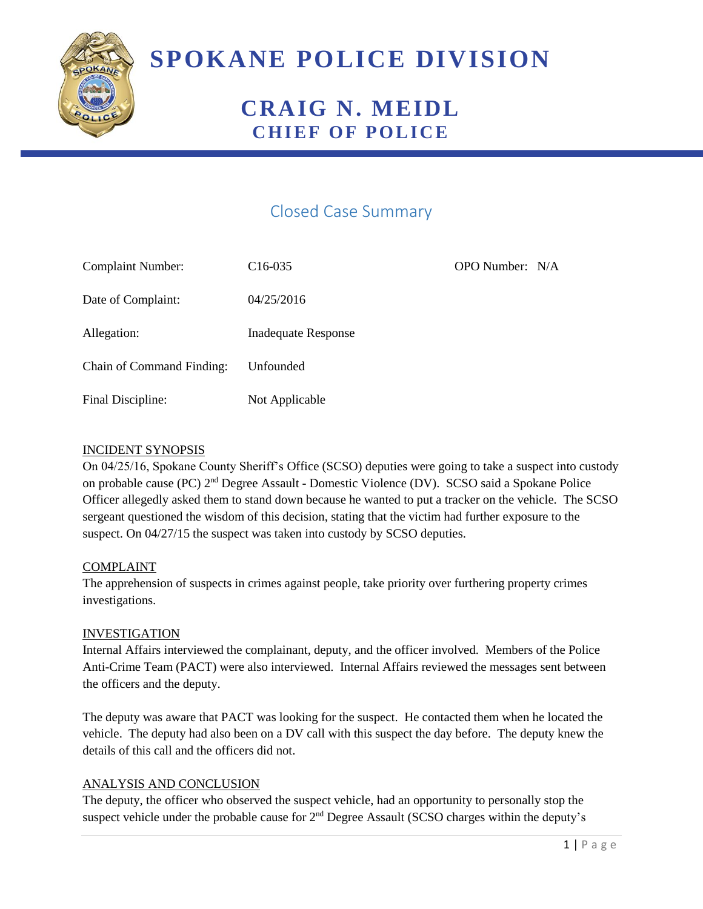# SPOKANE POLICE DIVISION

## CRAIG N. MEIDL
## CHIEF OF POLICE

## Closed Case Summary

| | | |
|---|---|---|
| Complaint Number: | C16-035 | OPO Number: N/A |
| Date of Complaint: | 04/25/2016 | |
| Allegation: | Inadequate Response | |
| Chain of Command Finding: | Unfounded | |
| Final Discipline: | Not Applicable | |

### INCIDENT SYNOPSIS

On 04/25/16, Spokane County Sheriff's Office (SCSO) deputies were going to take a suspect into custody on probable cause (PC) 2nd Degree Assault - Domestic Violence (DV). SCSO said a Spokane Police Officer allegedly asked them to stand down because he wanted to put a tracker on the vehicle. The SCSO sergeant questioned the wisdom of this decision, stating that the victim had further exposure to the suspect. On 04/27/15 the suspect was taken into custody by SCSO deputies.

### COMPLAINT

The apprehension of suspects in crimes against people, take priority over furthering property crimes investigations.

### INVESTIGATION

Internal Affairs interviewed the complainant, deputy, and the officer involved. Members of the Police Anti-Crime Team (PACT) were also interviewed. Internal Affairs reviewed the messages sent between the officers and the deputy.

The deputy was aware that PACT was looking for the suspect. He contacted them when he located the vehicle. The deputy had also been on a DV call with this suspect the day before. The deputy knew the details of this call and the officers did not.

### ANALYSIS AND CONCLUSION

The deputy, the officer who observed the suspect vehicle, had an opportunity to personally stop the suspect vehicle under the probable cause for 2nd Degree Assault (SCSO charges within the deputy's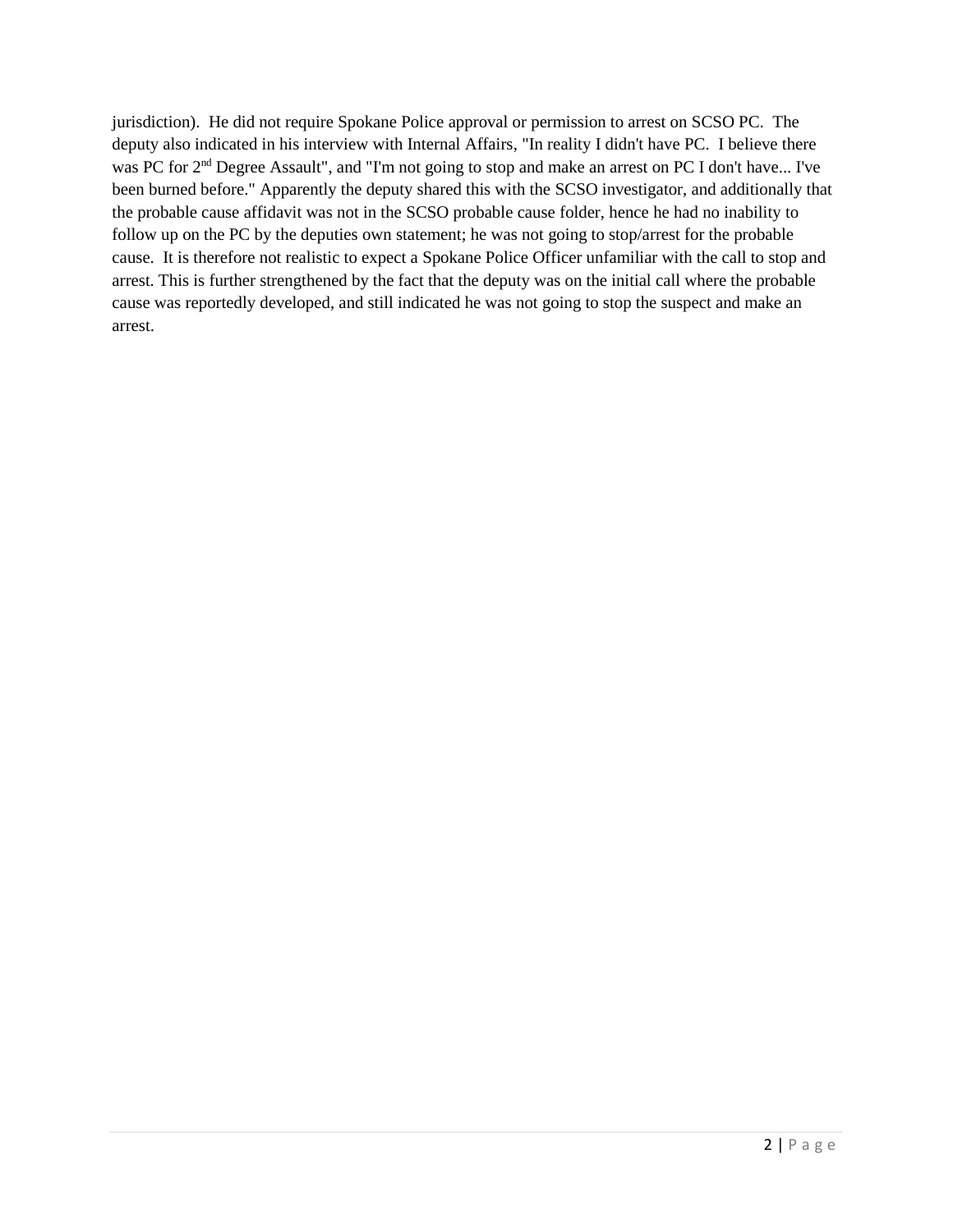jurisdiction). He did not require Spokane Police approval or permission to arrest on SCSO PC. The deputy also indicated in his interview with Internal Affairs, "In reality I didn't have PC. I believe there was PC for 2nd Degree Assault", and "I'm not going to stop and make an arrest on PC I don't have... I've been burned before." Apparently the deputy shared this with the SCSO investigator, and additionally that the probable cause affidavit was not in the SCSO probable cause folder, hence he had no inability to follow up on the PC by the deputies own statement; he was not going to stop/arrest for the probable cause. It is therefore not realistic to expect a Spokane Police Officer unfamiliar with the call to stop and arrest. This is further strengthened by the fact that the deputy was on the initial call where the probable cause was reportedly developed, and still indicated he was not going to stop the suspect and make an arrest.